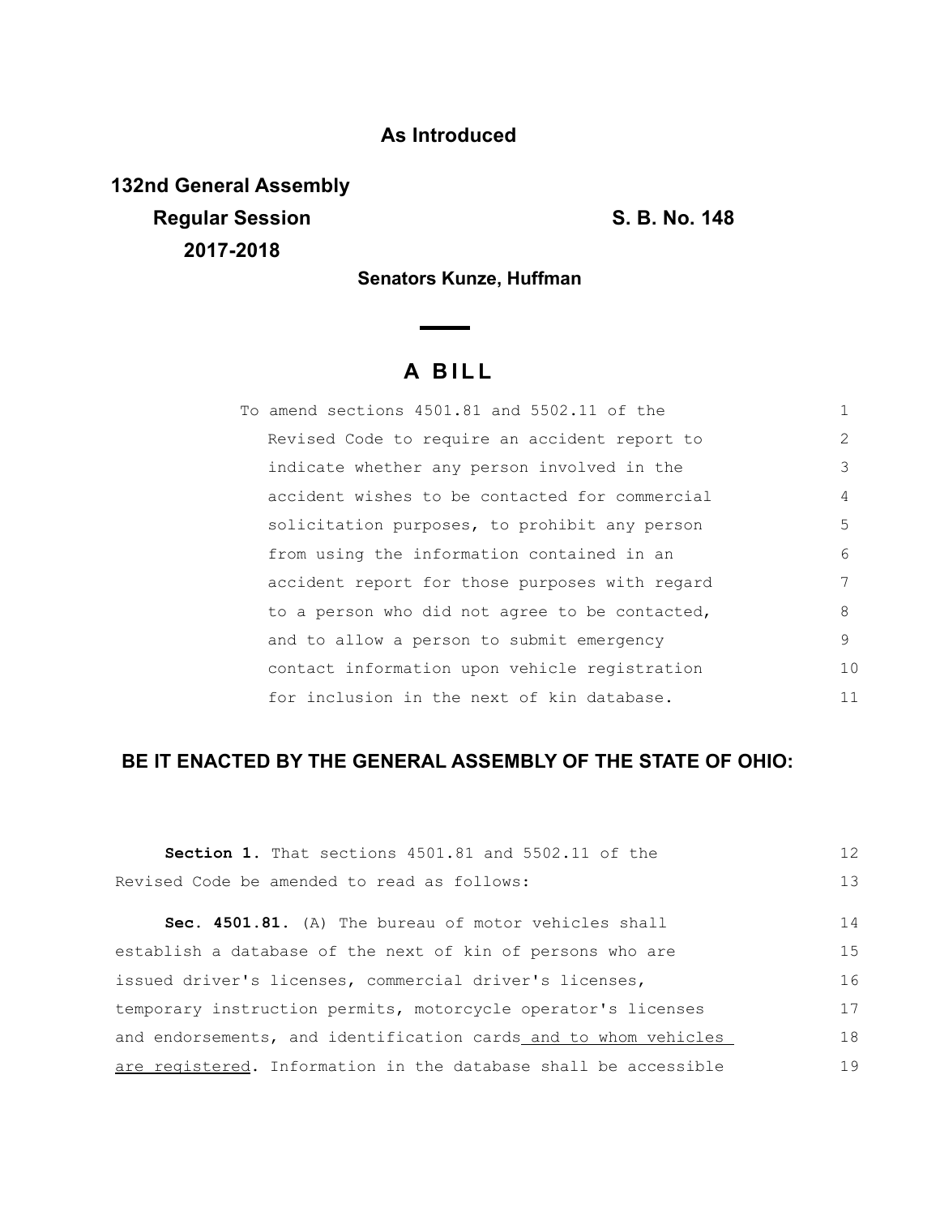**As Introduced**

**132nd General Assembly**
**Regular Session**
**2017-2018**

**S. B. No. 148**

**Senators Kunze, Huffman**

# A BILL

To amend sections 4501.81 and 5502.11 of the Revised Code to require an accident report to indicate whether any person involved in the accident wishes to be contacted for commercial solicitation purposes, to prohibit any person from using the information contained in an accident report for those purposes with regard to a person who did not agree to be contacted, and to allow a person to submit emergency contact information upon vehicle registration for inclusion in the next of kin database.

## BE IT ENACTED BY THE GENERAL ASSEMBLY OF THE STATE OF OHIO:

**Section 1.** That sections 4501.81 and 5502.11 of the Revised Code be amended to read as follows:

**Sec. 4501.81.** (A) The bureau of motor vehicles shall establish a database of the next of kin of persons who are issued driver's licenses, commercial driver's licenses, temporary instruction permits, motorcycle operator's licenses and endorsements, and identification cards <u>and to whom vehicles are registered</u>. Information in the database shall be accessible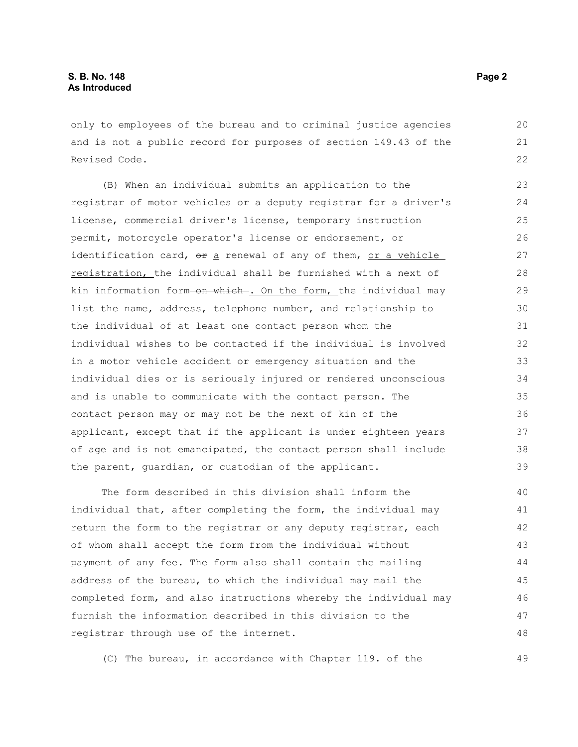only to employees of the bureau and to criminal justice agencies and is not a public record for purposes of section 149.43 of the Revised Code.

(B) When an individual submits an application to the registrar of motor vehicles or a deputy registrar for a driver's license, commercial driver's license, temporary instruction permit, motorcycle operator's license or endorsement, or identification card, ~~or~~ a renewal of any of them, or a vehicle registration, the individual shall be furnished with a next of kin information form ~~on which~~. On the form, the individual may list the name, address, telephone number, and relationship to the individual of at least one contact person whom the individual wishes to be contacted if the individual is involved in a motor vehicle accident or emergency situation and the individual dies or is seriously injured or rendered unconscious and is unable to communicate with the contact person. The contact person may or may not be the next of kin of the applicant, except that if the applicant is under eighteen years of age and is not emancipated, the contact person shall include the parent, guardian, or custodian of the applicant.

The form described in this division shall inform the individual that, after completing the form, the individual may return the form to the registrar or any deputy registrar, each of whom shall accept the form from the individual without payment of any fee. The form also shall contain the mailing address of the bureau, to which the individual may mail the completed form, and also instructions whereby the individual may furnish the information described in this division to the registrar through use of the internet.

(C) The bureau, in accordance with Chapter 119. of the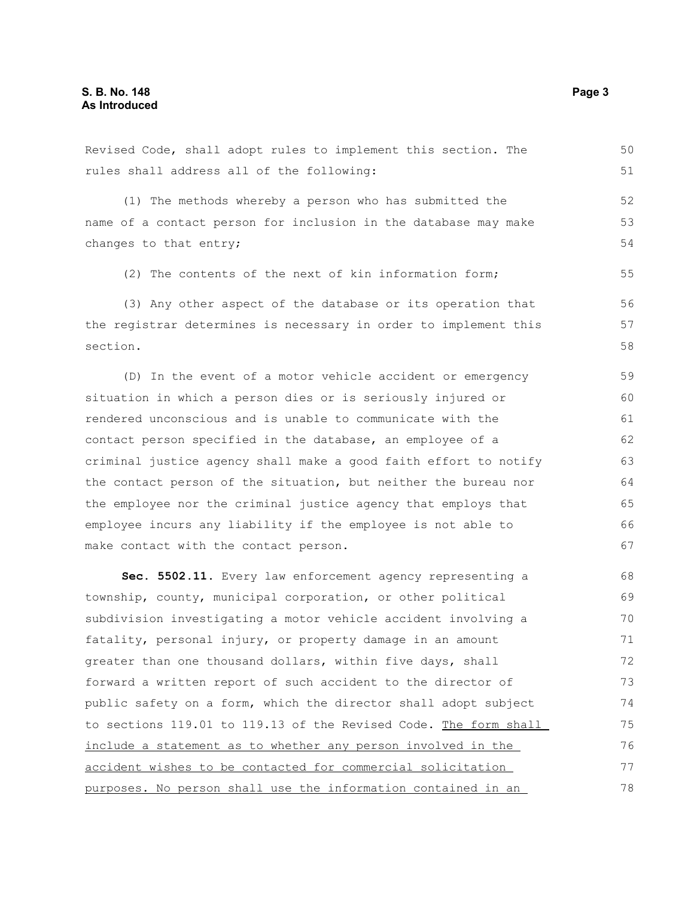Revised Code, shall adopt rules to implement this section. The rules shall address all of the following:

(1) The methods whereby a person who has submitted the name of a contact person for inclusion in the database may make changes to that entry;

(2) The contents of the next of kin information form;

(3) Any other aspect of the database or its operation that the registrar determines is necessary in order to implement this section.

(D) In the event of a motor vehicle accident or emergency situation in which a person dies or is seriously injured or rendered unconscious and is unable to communicate with the contact person specified in the database, an employee of a criminal justice agency shall make a good faith effort to notify the contact person of the situation, but neither the bureau nor the employee nor the criminal justice agency that employs that employee incurs any liability if the employee is not able to make contact with the contact person.

**Sec. 5502.11.** Every law enforcement agency representing a township, county, municipal corporation, or other political subdivision investigating a motor vehicle accident involving a fatality, personal injury, or property damage in an amount greater than one thousand dollars, within five days, shall forward a written report of such accident to the director of public safety on a form, which the director shall adopt subject to sections 119.01 to 119.13 of the Revised Code. <u>The form shall include a statement as to whether any person involved in the accident wishes to be contacted for commercial solicitation purposes. No person shall use the information contained in an</u>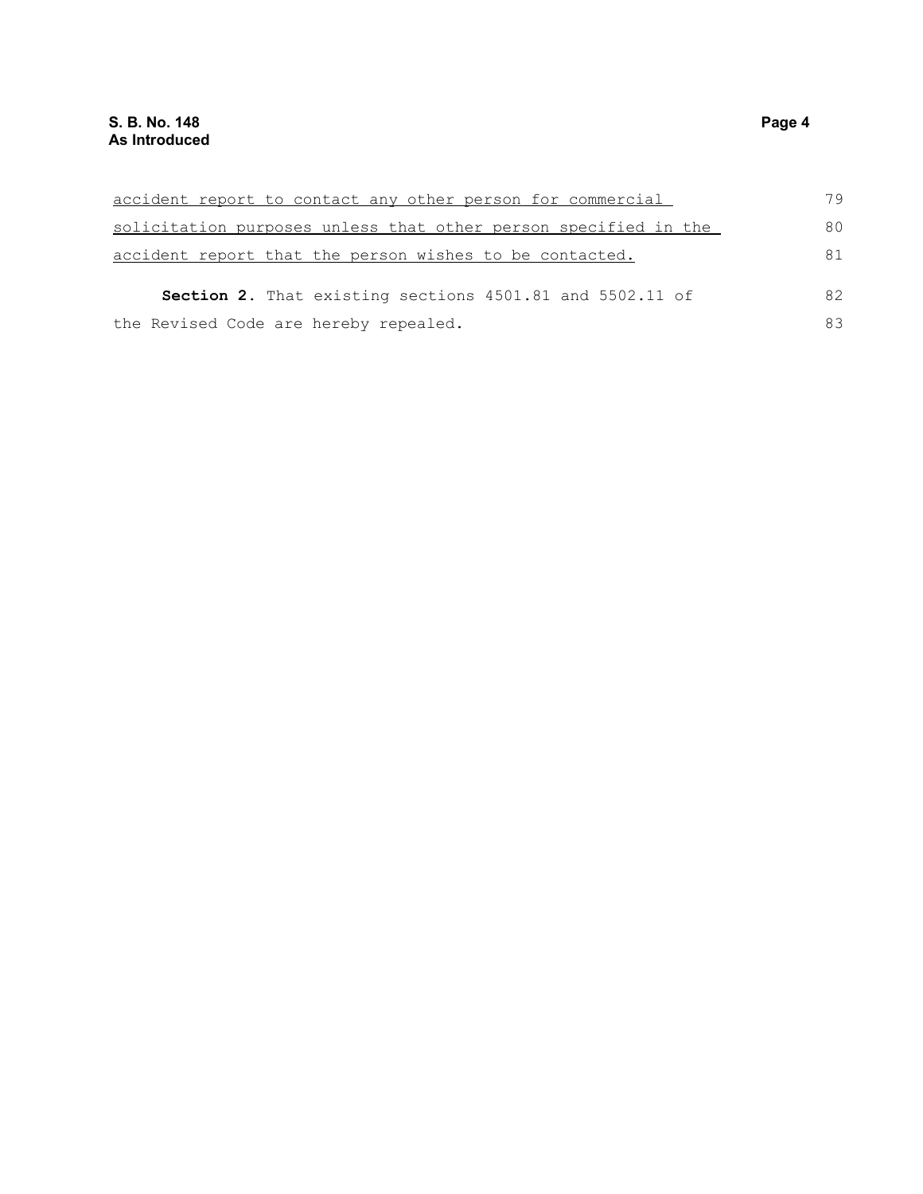accident report to contact any other person for commercial solicitation purposes unless that other person specified in the accident report that the person wishes to be contacted.

**Section 2.** That existing sections 4501.81 and 5502.11 of the Revised Code are hereby repealed.